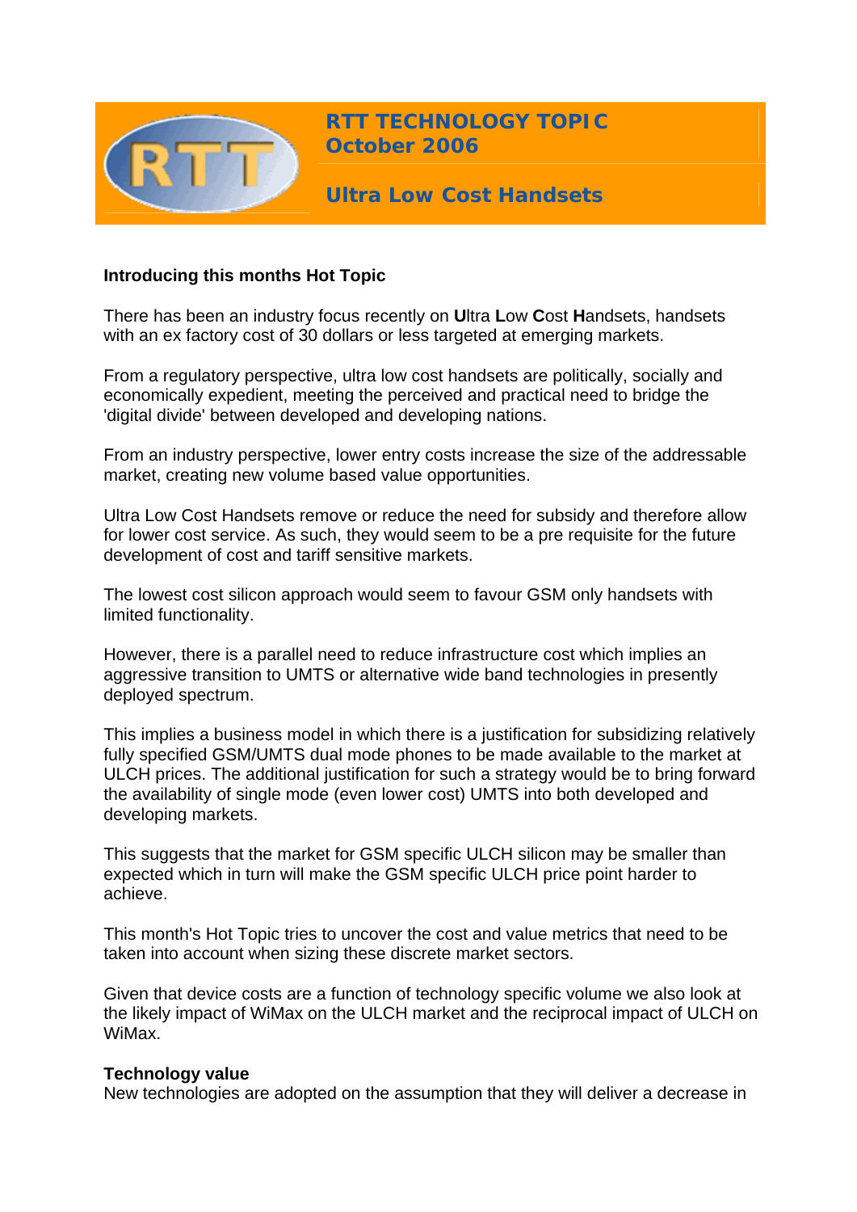# RTT TECHNOLOGY TOPIC
# October 2006

## Ultra Low Cost Handsets

**Introducing this months Hot Topic**

There has been an industry focus recently on **U**ltra **L**ow **C**ost **H**andsets, handsets with an ex factory cost of 30 dollars or less targeted at emerging markets.

From a regulatory perspective, ultra low cost handsets are politically, socially and economically expedient, meeting the perceived and practical need to bridge the 'digital divide' between developed and developing nations.

From an industry perspective, lower entry costs increase the size of the addressable market, creating new volume based value opportunities.

Ultra Low Cost Handsets remove or reduce the need for subsidy and therefore allow for lower cost service. As such, they would seem to be a pre requisite for the future development of cost and tariff sensitive markets.

The lowest cost silicon approach would seem to favour GSM only handsets with limited functionality.

However, there is a parallel need to reduce infrastructure cost which implies an aggressive transition to UMTS or alternative wide band technologies in presently deployed spectrum.

This implies a business model in which there is a justification for subsidizing relatively fully specified GSM/UMTS dual mode phones to be made available to the market at ULCH prices. The additional justification for such a strategy would be to bring forward the availability of single mode (even lower cost) UMTS into both developed and developing markets.

This suggests that the market for GSM specific ULCH silicon may be smaller than expected which in turn will make the GSM specific ULCH price point harder to achieve.

This month's Hot Topic tries to uncover the cost and value metrics that need to be taken into account when sizing these discrete market sectors.

Given that device costs are a function of technology specific volume we also look at the likely impact of WiMax on the ULCH market and the reciprocal impact of ULCH on WiMax.

**Technology value**

New technologies are adopted on the assumption that they will deliver a decrease in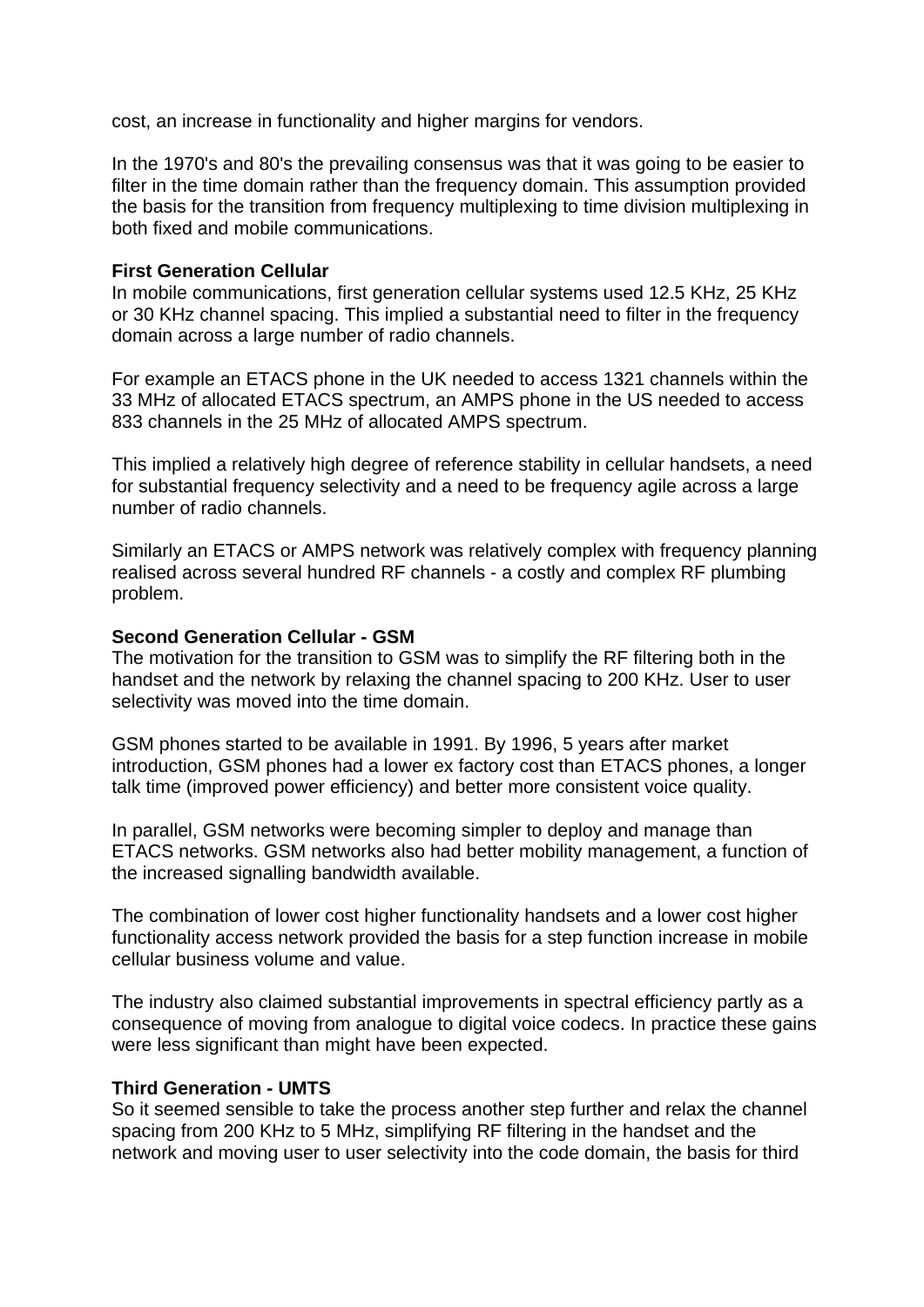cost, an increase in functionality and higher margins for vendors.

In the 1970's and 80's the prevailing consensus was that it was going to be easier to filter in the time domain rather than the frequency domain. This assumption provided the basis for the transition from frequency multiplexing to time division multiplexing in both fixed and mobile communications.

**First Generation Cellular**
In mobile communications, first generation cellular systems used 12.5 KHz, 25 KHz or 30 KHz channel spacing. This implied a substantial need to filter in the frequency domain across a large number of radio channels.

For example an ETACS phone in the UK needed to access 1321 channels within the 33 MHz of allocated ETACS spectrum, an AMPS phone in the US needed to access 833 channels in the 25 MHz of allocated AMPS spectrum.

This implied a relatively high degree of reference stability in cellular handsets, a need for substantial frequency selectivity and a need to be frequency agile across a large number of radio channels.

Similarly an ETACS or AMPS network was relatively complex with frequency planning realised across several hundred RF channels - a costly and complex RF plumbing problem.

**Second Generation Cellular - GSM**
The motivation for the transition to GSM was to simplify the RF filtering both in the handset and the network by relaxing the channel spacing to 200 KHz. User to user selectivity was moved into the time domain.

GSM phones started to be available in 1991. By 1996, 5 years after market introduction, GSM phones had a lower ex factory cost than ETACS phones, a longer talk time (improved power efficiency) and better more consistent voice quality.

In parallel, GSM networks were becoming simpler to deploy and manage than ETACS networks. GSM networks also had better mobility management, a function of the increased signalling bandwidth available.

The combination of lower cost higher functionality handsets and a lower cost higher functionality access network provided the basis for a step function increase in mobile cellular business volume and value.

The industry also claimed substantial improvements in spectral efficiency partly as a consequence of moving from analogue to digital voice codecs. In practice these gains were less significant than might have been expected.

**Third Generation - UMTS**
So it seemed sensible to take the process another step further and relax the channel spacing from 200 KHz to 5 MHz, simplifying RF filtering in the handset and the network and moving user to user selectivity into the code domain, the basis for third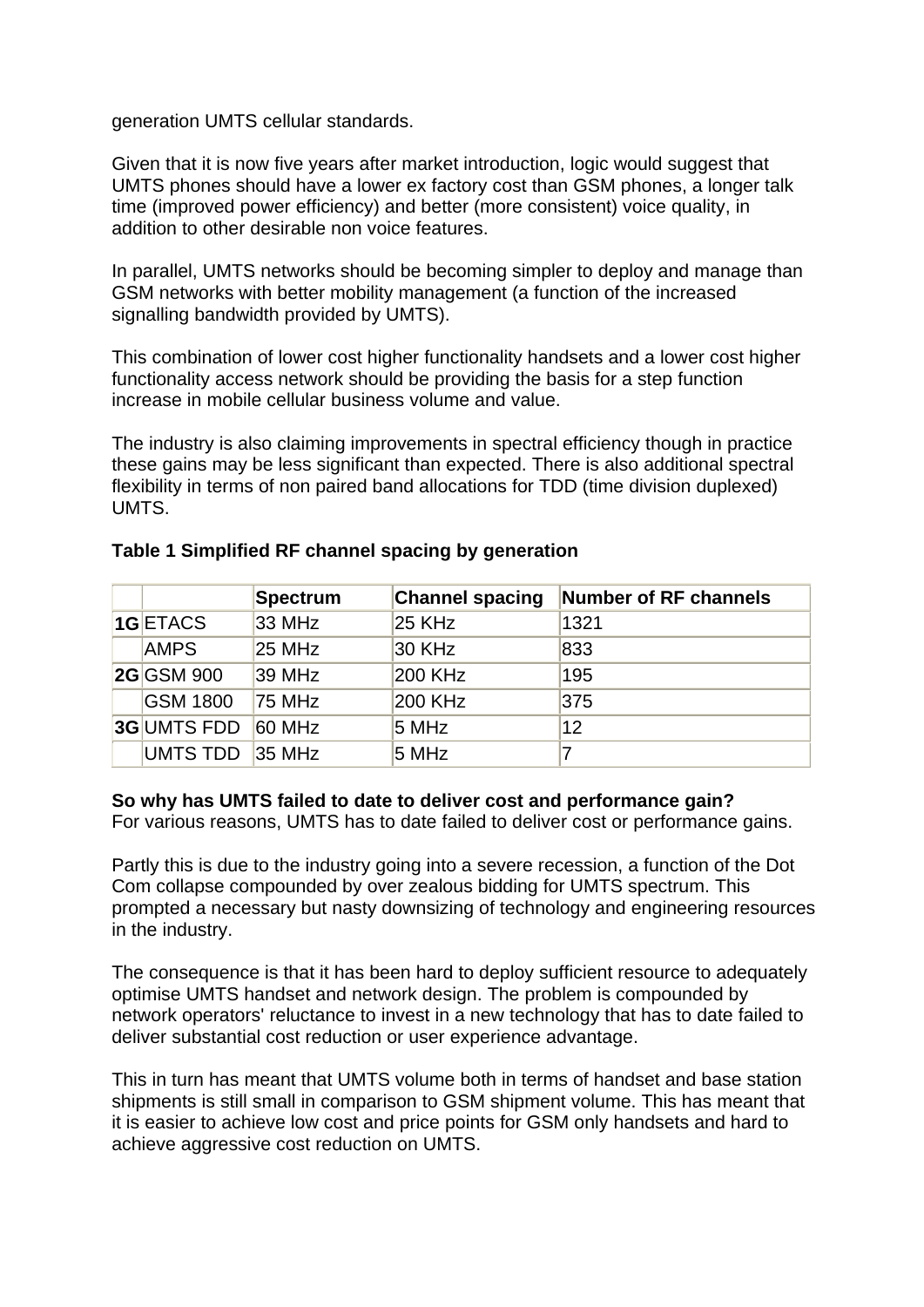generation UMTS cellular standards.

Given that it is now five years after market introduction, logic would suggest that UMTS phones should have a lower ex factory cost than GSM phones, a longer talk time (improved power efficiency) and better (more consistent) voice quality, in addition to other desirable non voice features.

In parallel, UMTS networks should be becoming simpler to deploy and manage than GSM networks with better mobility management (a function of the increased signalling bandwidth provided by UMTS).

This combination of lower cost higher functionality handsets and a lower cost higher functionality access network should be providing the basis for a step function increase in mobile cellular business volume and value.

The industry is also claiming improvements in spectral efficiency though in practice these gains may be less significant than expected. There is also additional spectral flexibility in terms of non paired band allocations for TDD (time division duplexed) UMTS.

**Table 1 Simplified RF channel spacing by generation**

| | | **Spectrum** | **Channel spacing** | **Number of RF channels** |
|---|---|---|---|---|
| **1G** | ETACS | 33 MHz | 25 KHz | 1321 |
| | AMPS | 25 MHz | 30 KHz | 833 |
| **2G** | GSM 900 | 39 MHz | 200 KHz | 195 |
| | GSM 1800 | 75 MHz | 200 KHz | 375 |
| **3G** | UMTS FDD | 60 MHz | 5 MHz | 12 |
| | UMTS TDD | 35 MHz | 5 MHz | 7 |

**So why has UMTS failed to date to deliver cost and performance gain?**
For various reasons, UMTS has to date failed to deliver cost or performance gains.

Partly this is due to the industry going into a severe recession, a function of the Dot Com collapse compounded by over zealous bidding for UMTS spectrum. This prompted a necessary but nasty downsizing of technology and engineering resources in the industry.

The consequence is that it has been hard to deploy sufficient resource to adequately optimise UMTS handset and network design. The problem is compounded by network operators' reluctance to invest in a new technology that has to date failed to deliver substantial cost reduction or user experience advantage.

This in turn has meant that UMTS volume both in terms of handset and base station shipments is still small in comparison to GSM shipment volume. This has meant that it is easier to achieve low cost and price points for GSM only handsets and hard to achieve aggressive cost reduction on UMTS.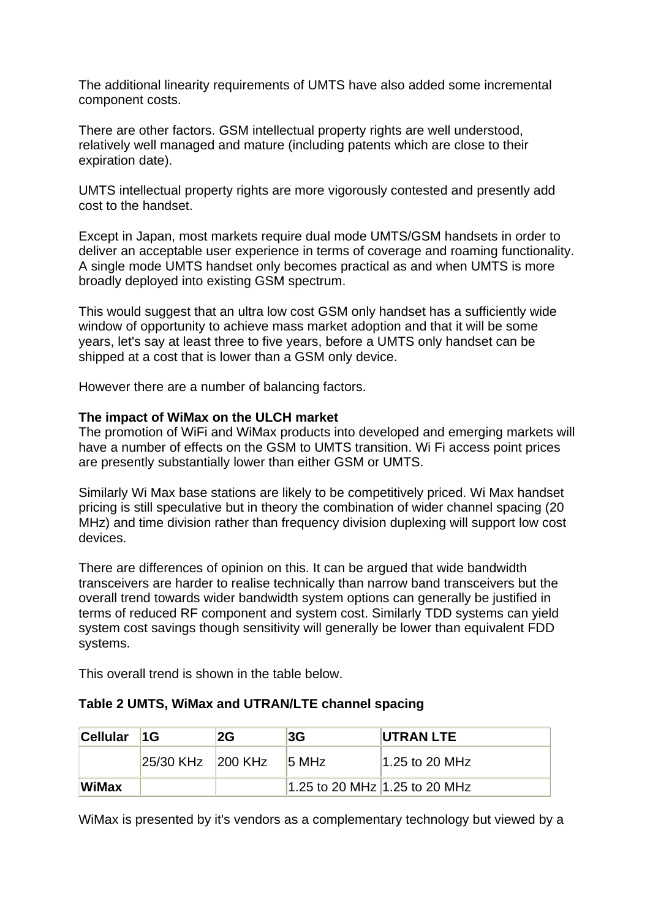The additional linearity requirements of UMTS have also added some incremental component costs.

There are other factors. GSM intellectual property rights are well understood, relatively well managed and mature (including patents which are close to their expiration date).

UMTS intellectual property rights are more vigorously contested and presently add cost to the handset.

Except in Japan, most markets require dual mode UMTS/GSM handsets in order to deliver an acceptable user experience in terms of coverage and roaming functionality. A single mode UMTS handset only becomes practical as and when UMTS is more broadly deployed into existing GSM spectrum.

This would suggest that an ultra low cost GSM only handset has a sufficiently wide window of opportunity to achieve mass market adoption and that it will be some years, let's say at least three to five years, before a UMTS only handset can be shipped at a cost that is lower than a GSM only device.

However there are a number of balancing factors.

**The impact of WiMax on the ULCH market**

The promotion of WiFi and WiMax products into developed and emerging markets will have a number of effects on the GSM to UMTS transition. Wi Fi access point prices are presently substantially lower than either GSM or UMTS.

Similarly Wi Max base stations are likely to be competitively priced. Wi Max handset pricing is still speculative but in theory the combination of wider channel spacing (20 MHz) and time division rather than frequency division duplexing will support low cost devices.

There are differences of opinion on this. It can be argued that wide bandwidth transceivers are harder to realise technically than narrow band transceivers but the overall trend towards wider bandwidth system options can generally be justified in terms of reduced RF component and system cost. Similarly TDD systems can yield system cost savings though sensitivity will generally be lower than equivalent FDD systems.

This overall trend is shown in the table below.

**Table 2 UMTS, WiMax and UTRAN/LTE channel spacing**

| Cellular | 1G | 2G | 3G | UTRAN LTE |
|---|---|---|---|---|
| | 25/30 KHz | 200 KHz | 5 MHz | 1.25 to 20 MHz |
| **WiMax** | | | 1.25 to 20 MHz | 1.25 to 20 MHz |

WiMax is presented by it's vendors as a complementary technology but viewed by a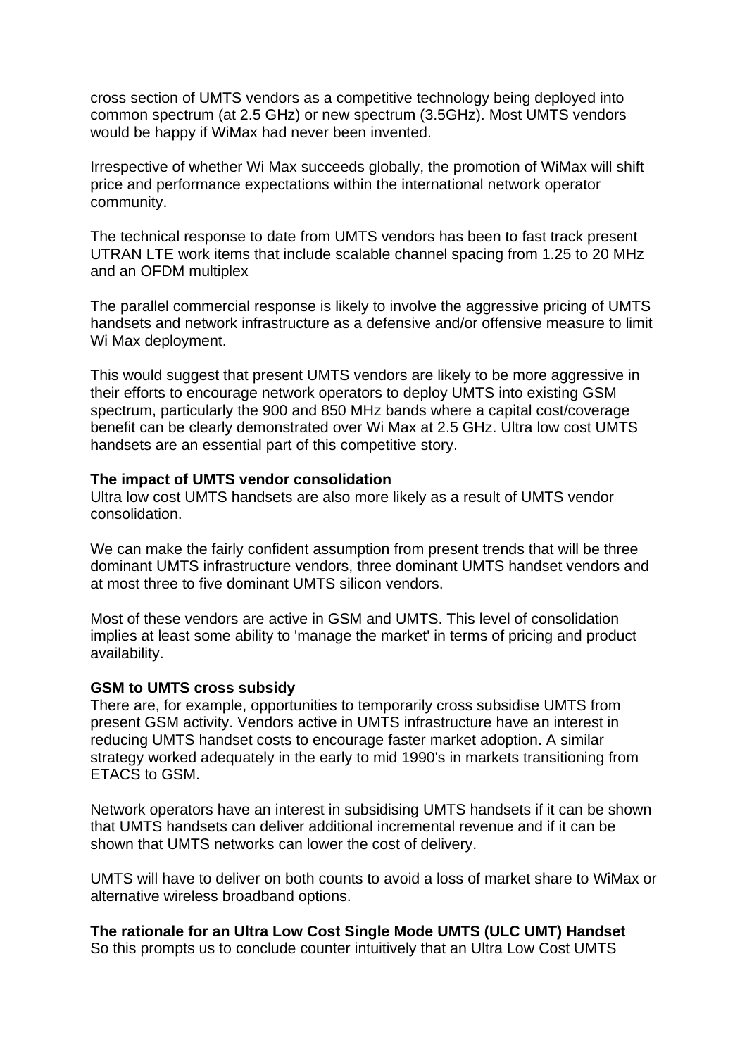cross section of UMTS vendors as a competitive technology being deployed into common spectrum (at 2.5 GHz) or new spectrum (3.5GHz). Most UMTS vendors would be happy if WiMax had never been invented.

Irrespective of whether Wi Max succeeds globally, the promotion of WiMax will shift price and performance expectations within the international network operator community.

The technical response to date from UMTS vendors has been to fast track present UTRAN LTE work items that include scalable channel spacing from 1.25 to 20 MHz and an OFDM multiplex

The parallel commercial response is likely to involve the aggressive pricing of UMTS handsets and network infrastructure as a defensive and/or offensive measure to limit Wi Max deployment.

This would suggest that present UMTS vendors are likely to be more aggressive in their efforts to encourage network operators to deploy UMTS into existing GSM spectrum, particularly the 900 and 850 MHz bands where a capital cost/coverage benefit can be clearly demonstrated over Wi Max at 2.5 GHz. Ultra low cost UMTS handsets are an essential part of this competitive story.

**The impact of UMTS vendor consolidation**
Ultra low cost UMTS handsets are also more likely as a result of UMTS vendor consolidation.

We can make the fairly confident assumption from present trends that will be three dominant UMTS infrastructure vendors, three dominant UMTS handset vendors and at most three to five dominant UMTS silicon vendors.

Most of these vendors are active in GSM and UMTS. This level of consolidation implies at least some ability to 'manage the market' in terms of pricing and product availability.

**GSM to UMTS cross subsidy**
There are, for example, opportunities to temporarily cross subsidise UMTS from present GSM activity. Vendors active in UMTS infrastructure have an interest in reducing UMTS handset costs to encourage faster market adoption. A similar strategy worked adequately in the early to mid 1990's in markets transitioning from ETACS to GSM.

Network operators have an interest in subsidising UMTS handsets if it can be shown that UMTS handsets can deliver additional incremental revenue and if it can be shown that UMTS networks can lower the cost of delivery.

UMTS will have to deliver on both counts to avoid a loss of market share to WiMax or alternative wireless broadband options.

**The rationale for an Ultra Low Cost Single Mode UMTS (ULC UMT) Handset**
So this prompts us to conclude counter intuitively that an Ultra Low Cost UMTS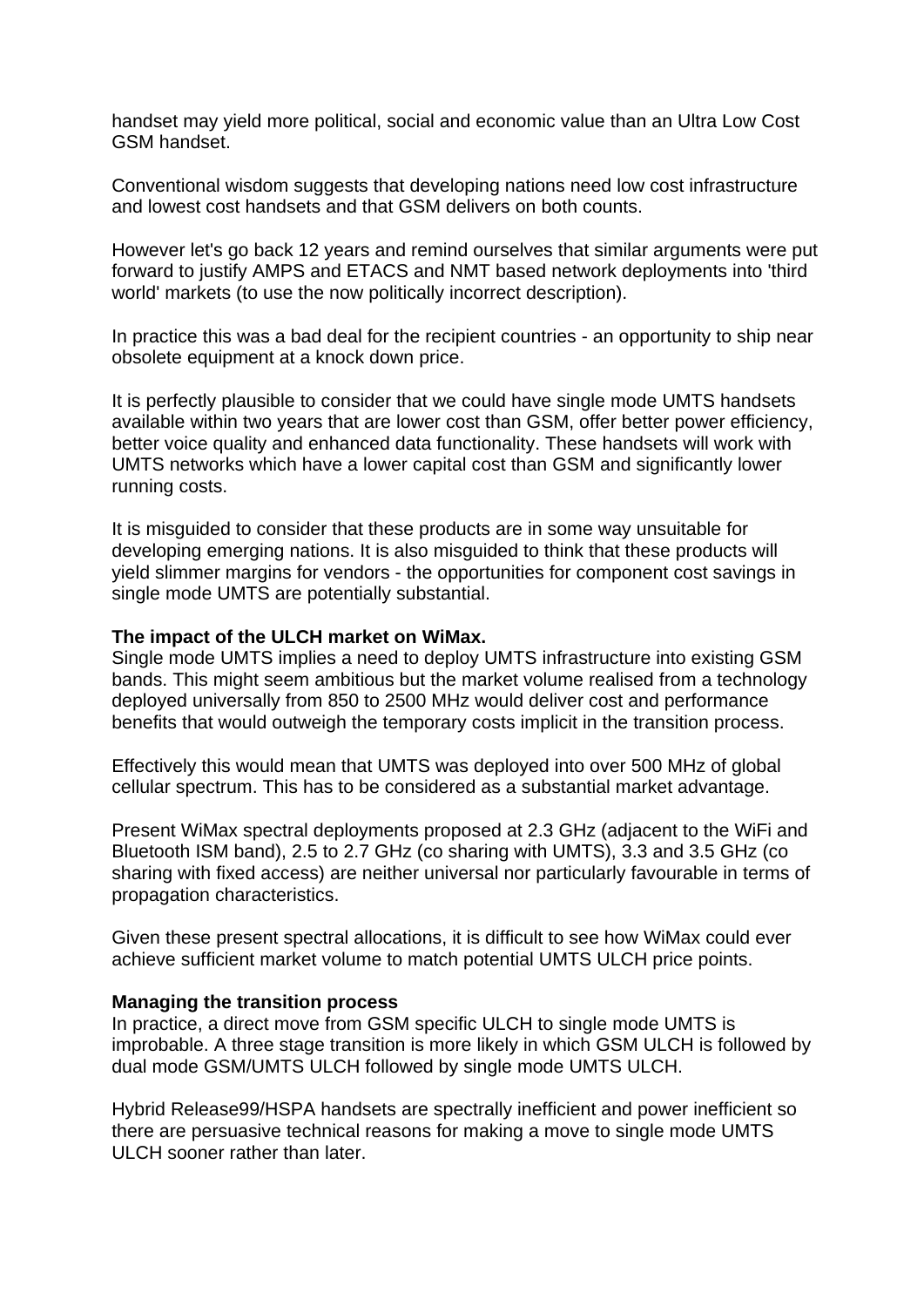handset may yield more political, social and economic value than an Ultra Low Cost GSM handset.

Conventional wisdom suggests that developing nations need low cost infrastructure and lowest cost handsets and that GSM delivers on both counts.

However let's go back 12 years and remind ourselves that similar arguments were put forward to justify AMPS and ETACS and NMT based network deployments into 'third world' markets (to use the now politically incorrect description).

In practice this was a bad deal for the recipient countries - an opportunity to ship near obsolete equipment at a knock down price.

It is perfectly plausible to consider that we could have single mode UMTS handsets available within two years that are lower cost than GSM, offer better power efficiency, better voice quality and enhanced data functionality. These handsets will work with UMTS networks which have a lower capital cost than GSM and significantly lower running costs.

It is misguided to consider that these products are in some way unsuitable for developing emerging nations. It is also misguided to think that these products will yield slimmer margins for vendors - the opportunities for component cost savings in single mode UMTS are potentially substantial.

**The impact of the ULCH market on WiMax.**
Single mode UMTS implies a need to deploy UMTS infrastructure into existing GSM bands. This might seem ambitious but the market volume realised from a technology deployed universally from 850 to 2500 MHz would deliver cost and performance benefits that would outweigh the temporary costs implicit in the transition process.

Effectively this would mean that UMTS was deployed into over 500 MHz of global cellular spectrum. This has to be considered as a substantial market advantage.

Present WiMax spectral deployments proposed at 2.3 GHz (adjacent to the WiFi and Bluetooth ISM band), 2.5 to 2.7 GHz (co sharing with UMTS), 3.3 and 3.5 GHz (co sharing with fixed access) are neither universal nor particularly favourable in terms of propagation characteristics.

Given these present spectral allocations, it is difficult to see how WiMax could ever achieve sufficient market volume to match potential UMTS ULCH price points.

**Managing the transition process**
In practice, a direct move from GSM specific ULCH to single mode UMTS is improbable. A three stage transition is more likely in which GSM ULCH is followed by dual mode GSM/UMTS ULCH followed by single mode UMTS ULCH.

Hybrid Release99/HSPA handsets are spectrally inefficient and power inefficient so there are persuasive technical reasons for making a move to single mode UMTS ULCH sooner rather than later.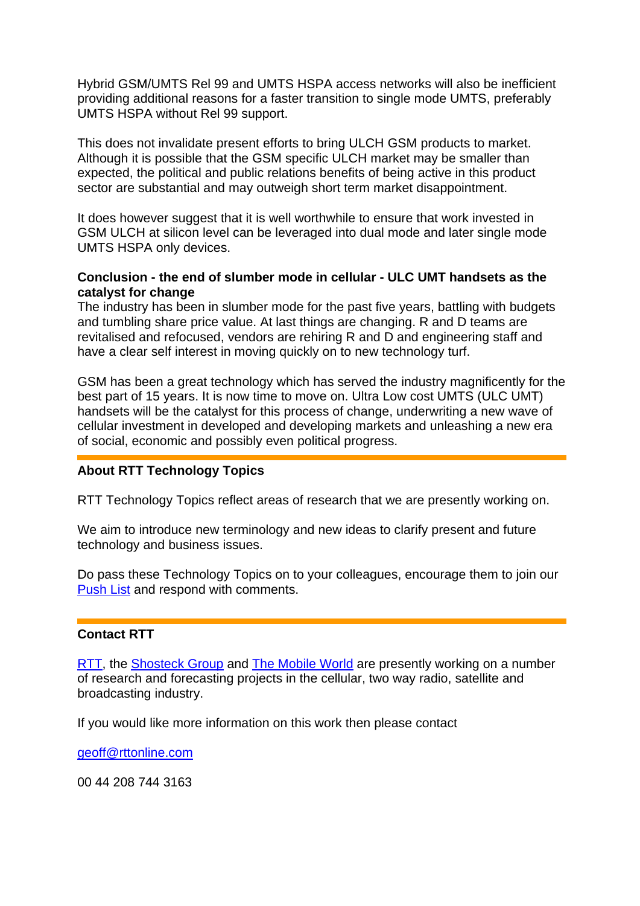Hybrid GSM/UMTS Rel 99 and UMTS HSPA access networks will also be inefficient providing additional reasons for a faster transition to single mode UMTS, preferably UMTS HSPA without Rel 99 support.

This does not invalidate present efforts to bring ULCH GSM products to market. Although it is possible that the GSM specific ULCH market may be smaller than expected, the political and public relations benefits of being active in this product sector are substantial and may outweigh short term market disappointment.

It does however suggest that it is well worthwhile to ensure that work invested in GSM ULCH at silicon level can be leveraged into dual mode and later single mode UMTS HSPA only devices.

**Conclusion - the end of slumber mode in cellular - ULC UMT handsets as the catalyst for change**

The industry has been in slumber mode for the past five years, battling with budgets and tumbling share price value. At last things are changing. R and D teams are revitalised and refocused, vendors are rehiring R and D and engineering staff and have a clear self interest in moving quickly on to new technology turf.

GSM has been a great technology which has served the industry magnificently for the best part of 15 years. It is now time to move on. Ultra Low cost UMTS (ULC UMT) handsets will be the catalyst for this process of change, underwriting a new wave of cellular investment in developed and developing markets and unleashing a new era of social, economic and possibly even political progress.

---

**About RTT Technology Topics**

RTT Technology Topics reflect areas of research that we are presently working on.

We aim to introduce new terminology and new ideas to clarify present and future technology and business issues.

Do pass these Technology Topics on to your colleagues, encourage them to join our Push List and respond with comments.

---

**Contact RTT**

RTT, the Shosteck Group and The Mobile World are presently working on a number of research and forecasting projects in the cellular, two way radio, satellite and broadcasting industry.

If you would like more information on this work then please contact

geoff@rttonline.com

00 44 208 744 3163